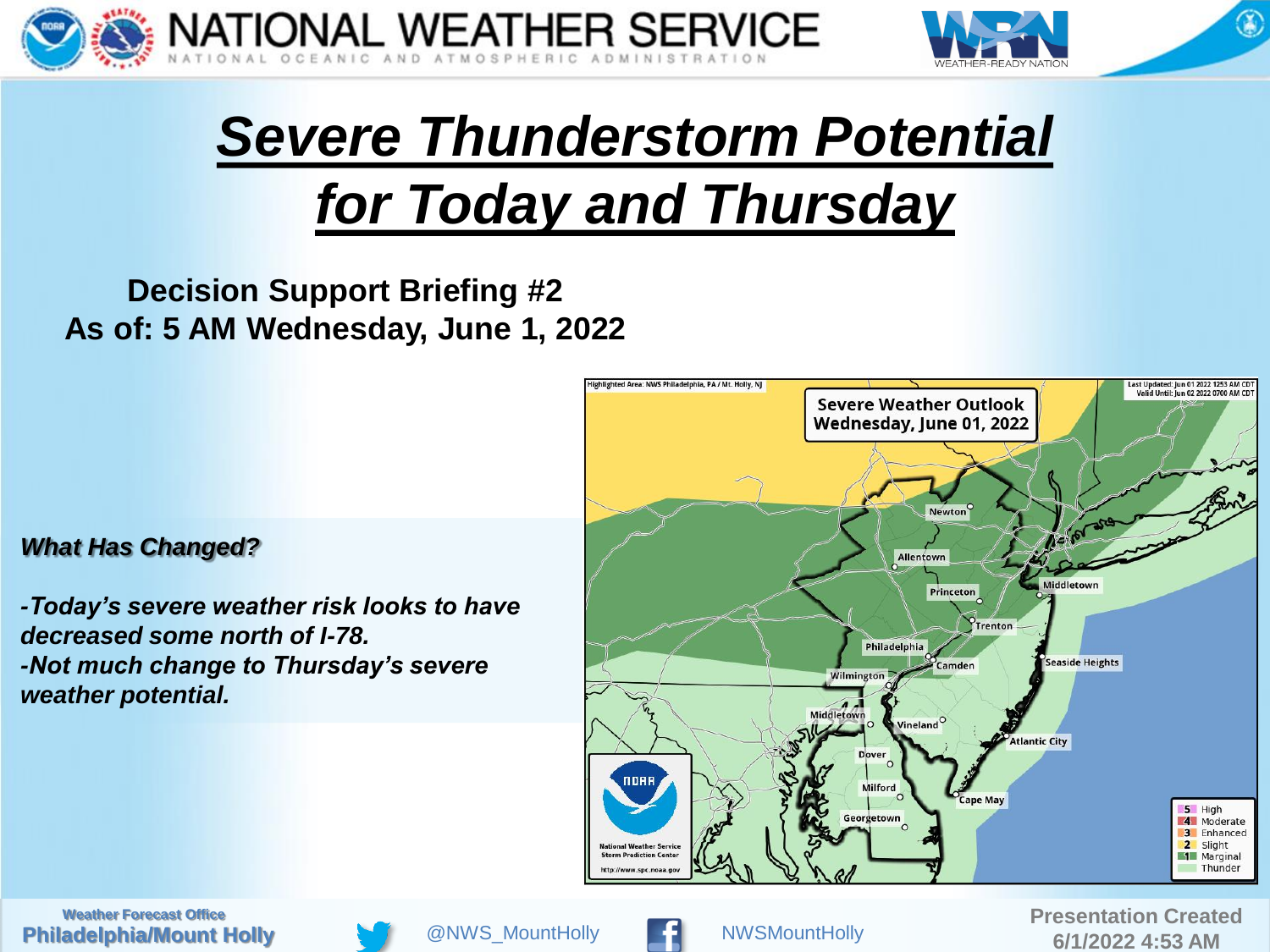# Severe Thunderstorm Potential for Today and Thursday

**Decision Support Briefing #2**
**As of: 5 AM Wednesday, June 1, 2022**

***What Has Changed?***

***-Today's severe weather risk looks to have decreased some north of I-78.***
***-Not much change to Thursday's severe weather potential.***

Highlighted Area: NWS Philadelphia, PA / Mt. Holly, NJ

Last Updated: Jun 01 2022 1253 AM CDT
Valid Until: Jun 02 2022 0700 AM CDT

**Severe Weather Outlook**
**Wednesday, June 01, 2022**

Newton, Allentown, Princeton, Middletown, Trenton, Philadelphia, Camden, Seaside Heights, Wilmington, Middletown, Vineland, Atlantic City, Dover, Milford, Cape May, Georgetown

| | |
|---|---|
| 5 | High |
| 4 | Moderate |
| 3 | Enhanced |
| 2 | Slight |
| 1 | Marginal |
| | Thunder |

National Weather Service
Storm Prediction Center
http://www.spc.noaa.gov

Weather Forecast Office
**Philadelphia/Mount Holly**

@NWS_MountHolly

NWSMountHolly

**Presentation Created 6/1/2022 4:53 AM**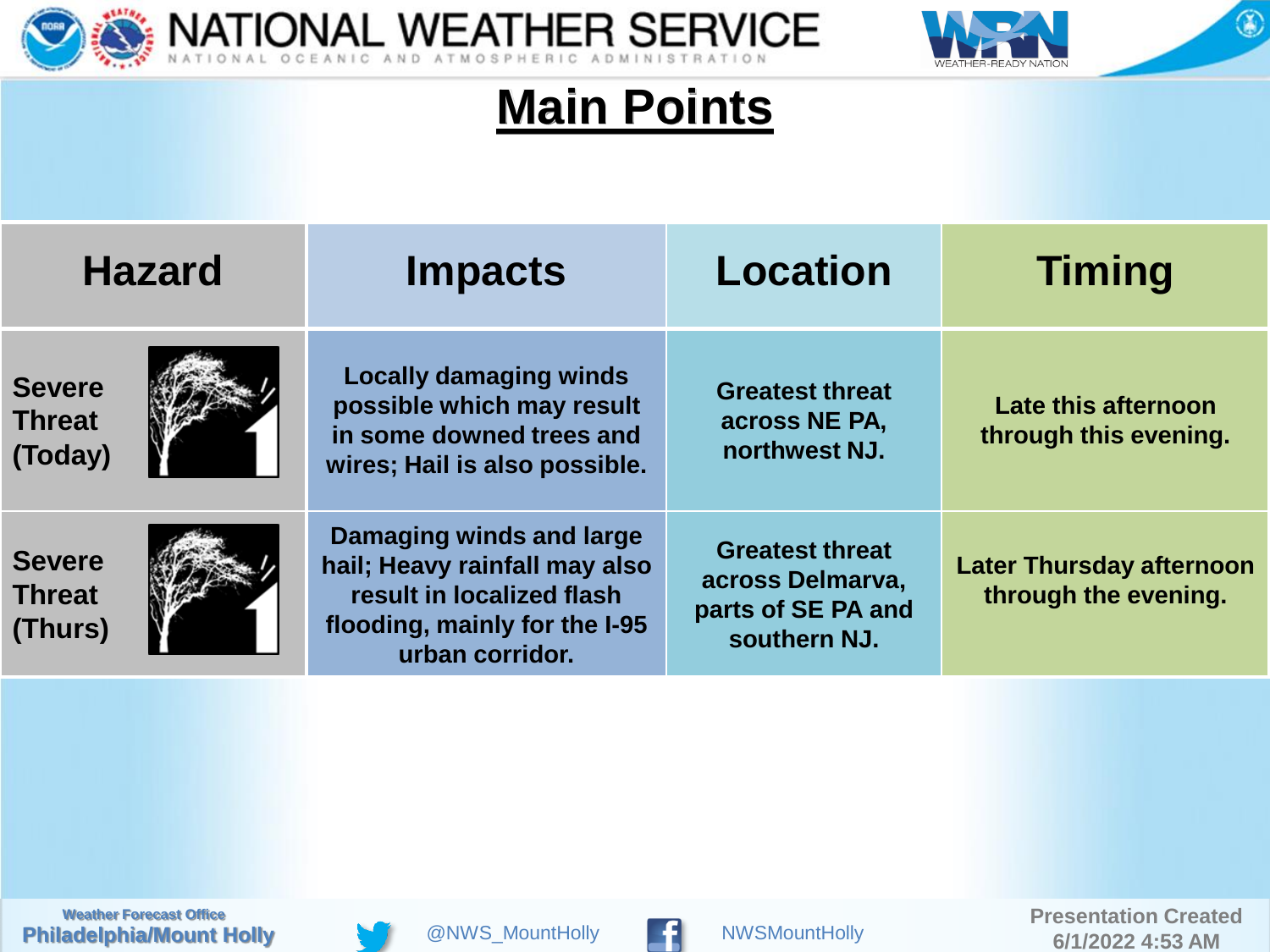# Main Points

| Hazard | Impacts | Location | Timing |
| --- | --- | --- | --- |
| Severe Threat (Today) | Locally damaging winds possible which may result in some downed trees and wires; Hail is also possible. | Greatest threat across NE PA, northwest NJ. | Late this afternoon through this evening. |
| Severe Threat (Thurs) | Damaging winds and large hail; Heavy rainfall may also result in localized flash flooding, mainly for the I-95 urban corridor. | Greatest threat across Delmarva, parts of SE PA and southern NJ. | Later Thursday afternoon through the evening. |

Presentation Created 6/1/2022 4:53 AM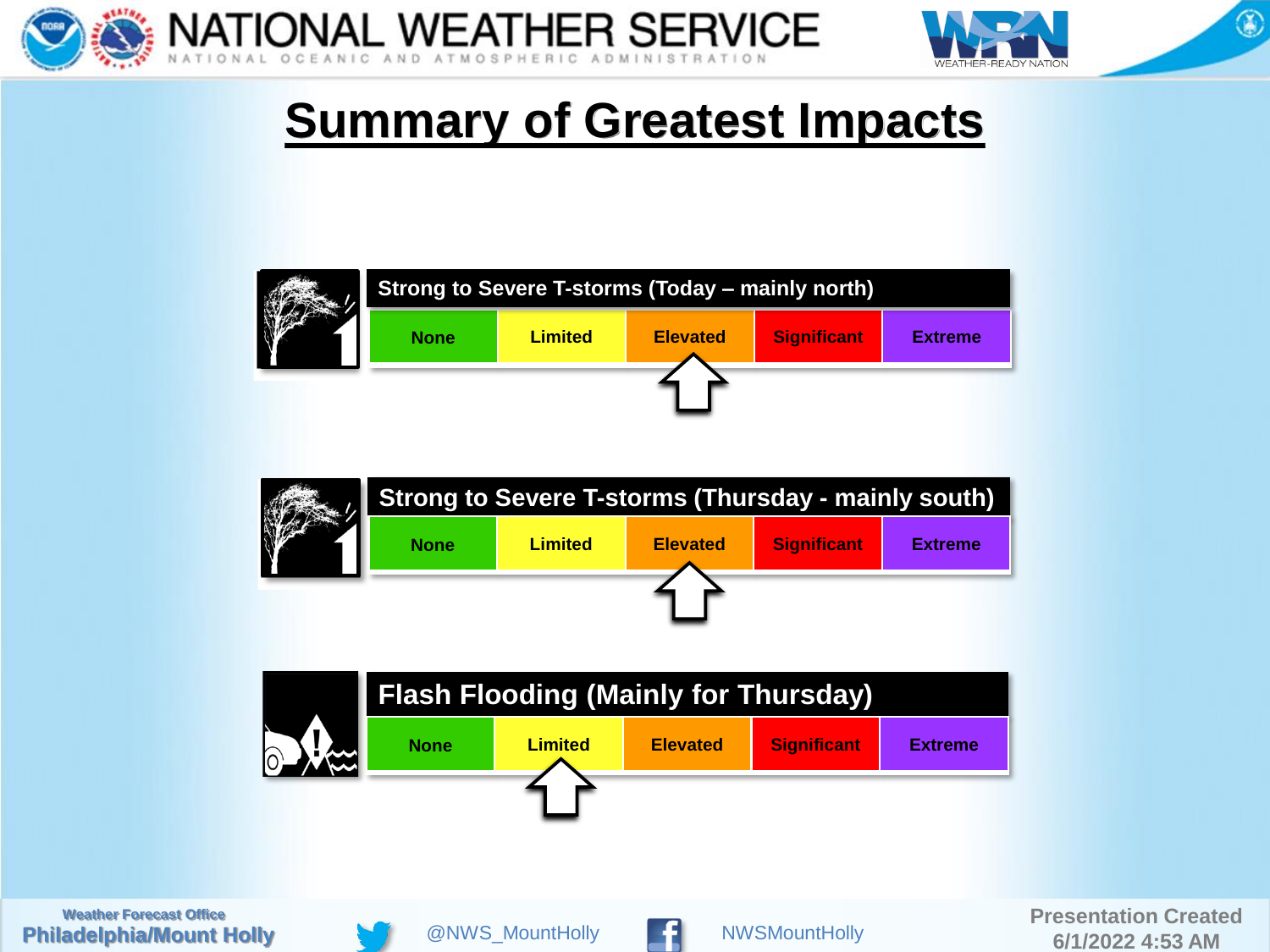# Summary of Greatest Impacts

| Strong to Severe T-storms (Today – mainly north) | | | | |
|---|---|---|---|---|
| None | Limited | **Elevated** ⇧ | Significant | Extreme |

| Strong to Severe T-storms (Thursday - mainly south) | | | | |
|---|---|---|---|---|
| None | Limited | **Elevated** ⇧ | Significant | Extreme |

| Flash Flooding (Mainly for Thursday) | | | | |
|---|---|---|---|---|
| None | **Limited** ⇧ | Elevated | Significant | Extreme |

Weather Forecast Office
Philadelphia/Mount Holly

@NWS_MountHolly

NWSMountHolly

Presentation Created
6/1/2022 4:53 AM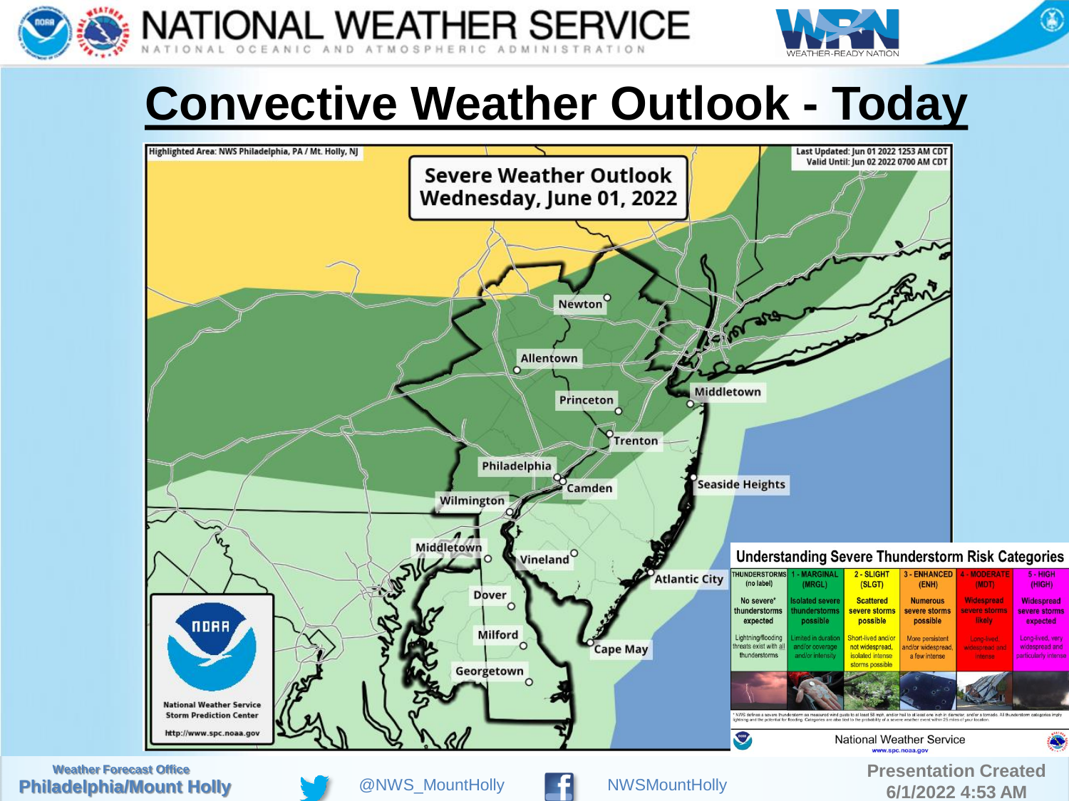# Convective Weather Outlook - Today

Highlighted Area: NWS Philadelphia, PA / Mt. Holly, NJ

Last Updated: Jun 01 2022 1253 AM CDT
Valid Until: Jun 02 2022 0700 AM CDT

**Severe Weather Outlook**
**Wednesday, June 01, 2022**

Newton, Allentown, Princeton, Middletown, Trenton, Philadelphia, Camden, Seaside Heights, Wilmington, Middletown, Vineland, Atlantic City, Dover, Milford, Cape May, Georgetown

National Weather Service
Storm Prediction Center
http://www.spc.noaa.gov

## Understanding Severe Thunderstorm Risk Categories

| THUNDERSTORMS (no label) | 1 - MARGINAL (MRGL) | 2 - SLIGHT (SLGT) | 3 - ENHANCED (ENH) | 4 - MODERATE (MDT) | 5 - HIGH (HIGH) |
|---|---|---|---|---|---|
| No severe* thunderstorms expected | Isolated severe thunderstorms possible | Scattered severe storms possible | Numerous severe storms possible | Widespread severe storms likely | Widespread severe storms expected |
| Lightning/flooding threats exist with all thunderstorms | Limited in duration and/or coverage and/or intensity | Short-lived and/or not widespread, isolated intense storms possible | More persistent and/or widespread, a few intense | Long-lived, widespread and intense | Long-lived, very widespread and particularly intense |

* NWS defines a severe thunderstorm as measured wind gusts to at least 58 mph, and/or hail to at least one inch in diameter, and/or a tornado. All thunderstorm categories imply lightning and the potential for flooding. Categories are also tied to the probability of a severe weather event within 25 miles of your location.

National Weather Service
www.spc.noaa.gov

Weather Forecast Office
**Philadelphia/Mount Holly**

@NWS_MountHolly

NWSMountHolly

Presentation Created
6/1/2022 4:53 AM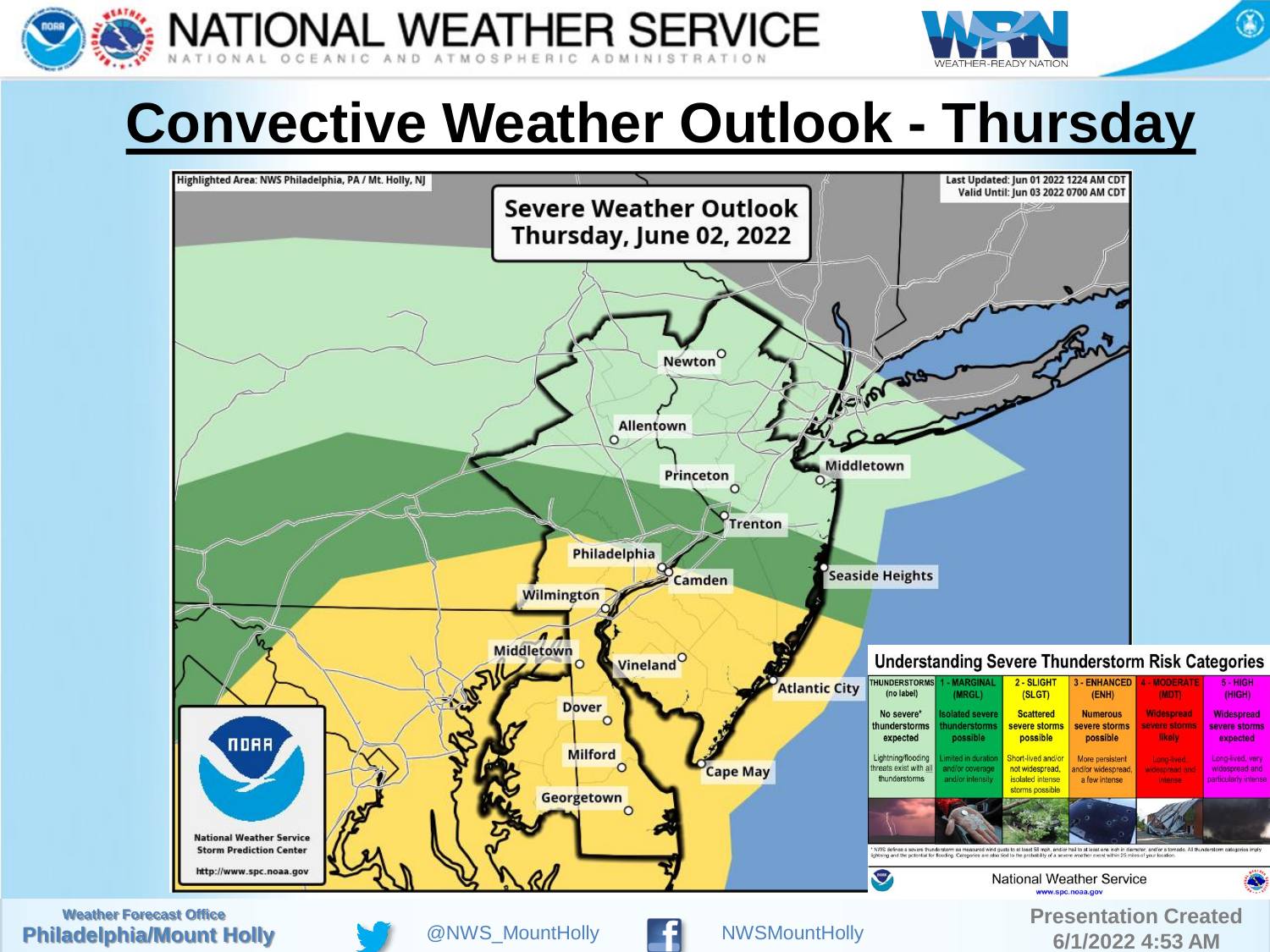# Convective Weather Outlook - Thursday

Highlighted Area: NWS Philadelphia, PA / Mt. Holly, NJ

Last Updated: Jun 01 2022 1224 AM CDT
Valid Until: Jun 03 2022 0700 AM CDT

**Severe Weather Outlook**
**Thursday, June 02, 2022**

Newton, Allentown, Princeton, Middletown, Trenton, Philadelphia, Camden, Seaside Heights, Wilmington, Middletown, Vineland, Atlantic City, Dover, Milford, Cape May, Georgetown

National Weather Service
Storm Prediction Center
http://www.spc.noaa.gov

## Understanding Severe Thunderstorm Risk Categories

| THUNDERSTORMS (no label) | 1 - MARGINAL (MRGL) | 2 - SLIGHT (SLGT) | 3 - ENHANCED (ENH) | 4 - MODERATE (MDT) | 5 - HIGH (HIGH) |
|---|---|---|---|---|---|
| No severe* thunderstorms expected | Isolated severe thunderstorms possible | Scattered severe storms possible | Numerous severe storms possible | Widespread severe storms likely | Widespread severe storms expected |
| Lightning/flooding threats exist with all thunderstorms | Limited in duration and/or coverage and/or intensity | Short-lived and/or not widespread, isolated intense storms possible | More persistent and/or widespread, a few intense | Long-lived, widespread and intense | Long-lived, very widespread and particularly intense |

* NWS defines a severe thunderstorm as measured wind gusts to at least 58 mph, and/or hail to at least one inch in diameter, and/or a tornado. All thunderstorm categories imply lightning and the potential for flooding. Categories are also tied to the probability of a severe weather event within 25 miles of your location.

National Weather Service
www.spc.noaa.gov

Weather Forecast Office
**Philadelphia/Mount Holly**

@NWS_MountHolly

NWSMountHolly

Presentation Created
6/1/2022 4:53 AM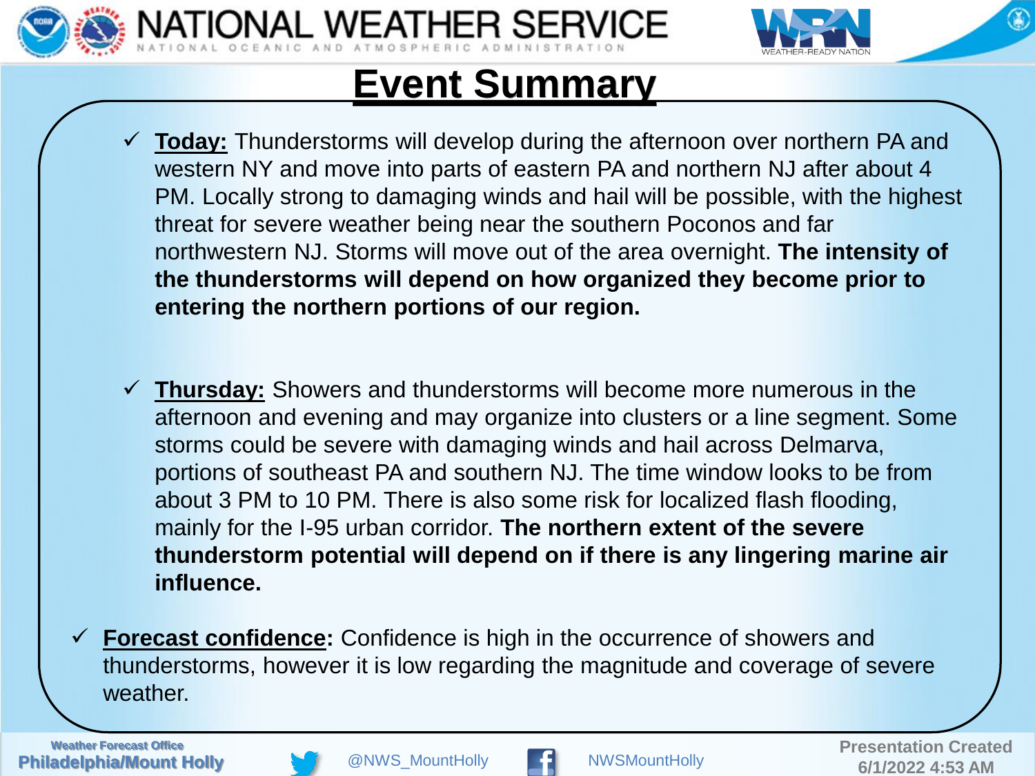# Event Summary

- **Today:** Thunderstorms will develop during the afternoon over northern PA and western NY and move into parts of eastern PA and northern NJ after about 4 PM. Locally strong to damaging winds and hail will be possible, with the highest threat for severe weather being near the southern Poconos and far northwestern NJ. Storms will move out of the area overnight. **The intensity of the thunderstorms will depend on how organized they become prior to entering the northern portions of our region.**

- **Thursday:** Showers and thunderstorms will become more numerous in the afternoon and evening and may organize into clusters or a line segment. Some storms could be severe with damaging winds and hail across Delmarva, portions of southeast PA and southern NJ. The time window looks to be from about 3 PM to 10 PM. There is also some risk for localized flash flooding, mainly for the I-95 urban corridor. **The northern extent of the severe thunderstorm potential will depend on if there is any lingering marine air influence.**

- **Forecast confidence:** Confidence is high in the occurrence of showers and thunderstorms, however it is low regarding the magnitude and coverage of severe weather.

Presentation Created 6/1/2022 4:53 AM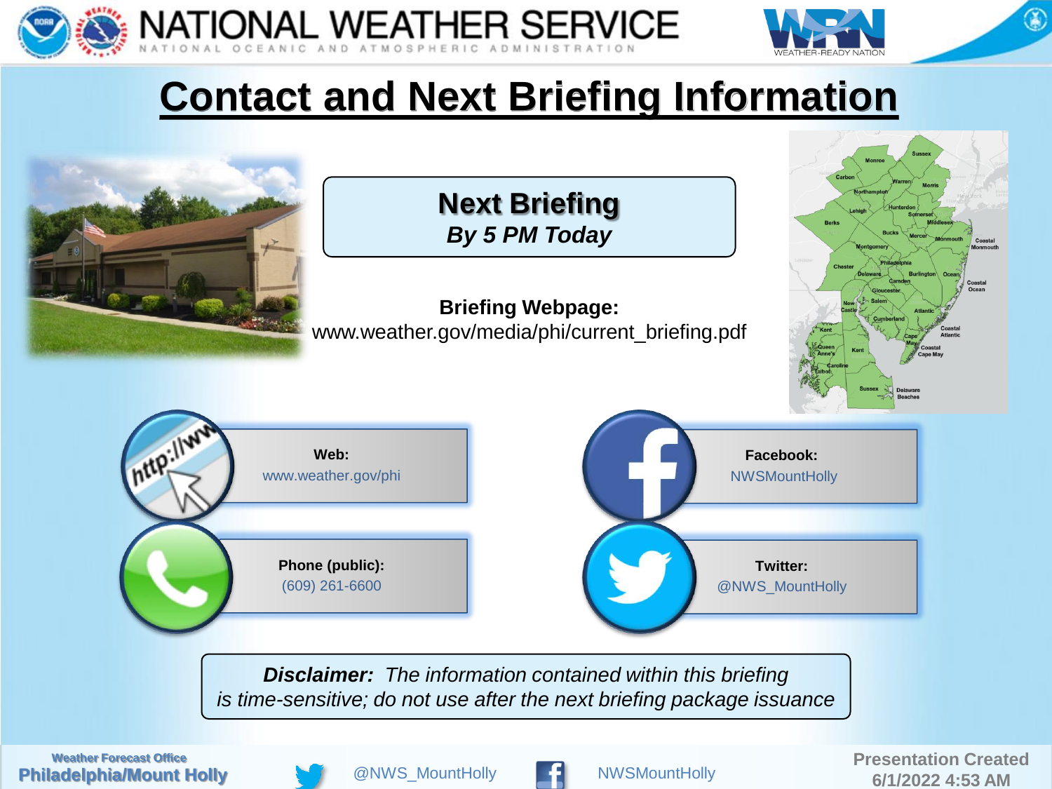# Contact and Next Briefing Information

**Next Briefing**
***By 5 PM Today***

**Briefing Webpage:**
www.weather.gov/media/phi/current_briefing.pdf

**Web:**
www.weather.gov/phi

**Phone (public):**
(609) 261-6600

**Facebook:**
NWSMountHolly

**Twitter:**
@NWS_MountHolly

***Disclaimer:*** *The information contained within this briefing is time-sensitive; do not use after the next briefing package issuance*

Presentation Created 6/1/2022 4:53 AM